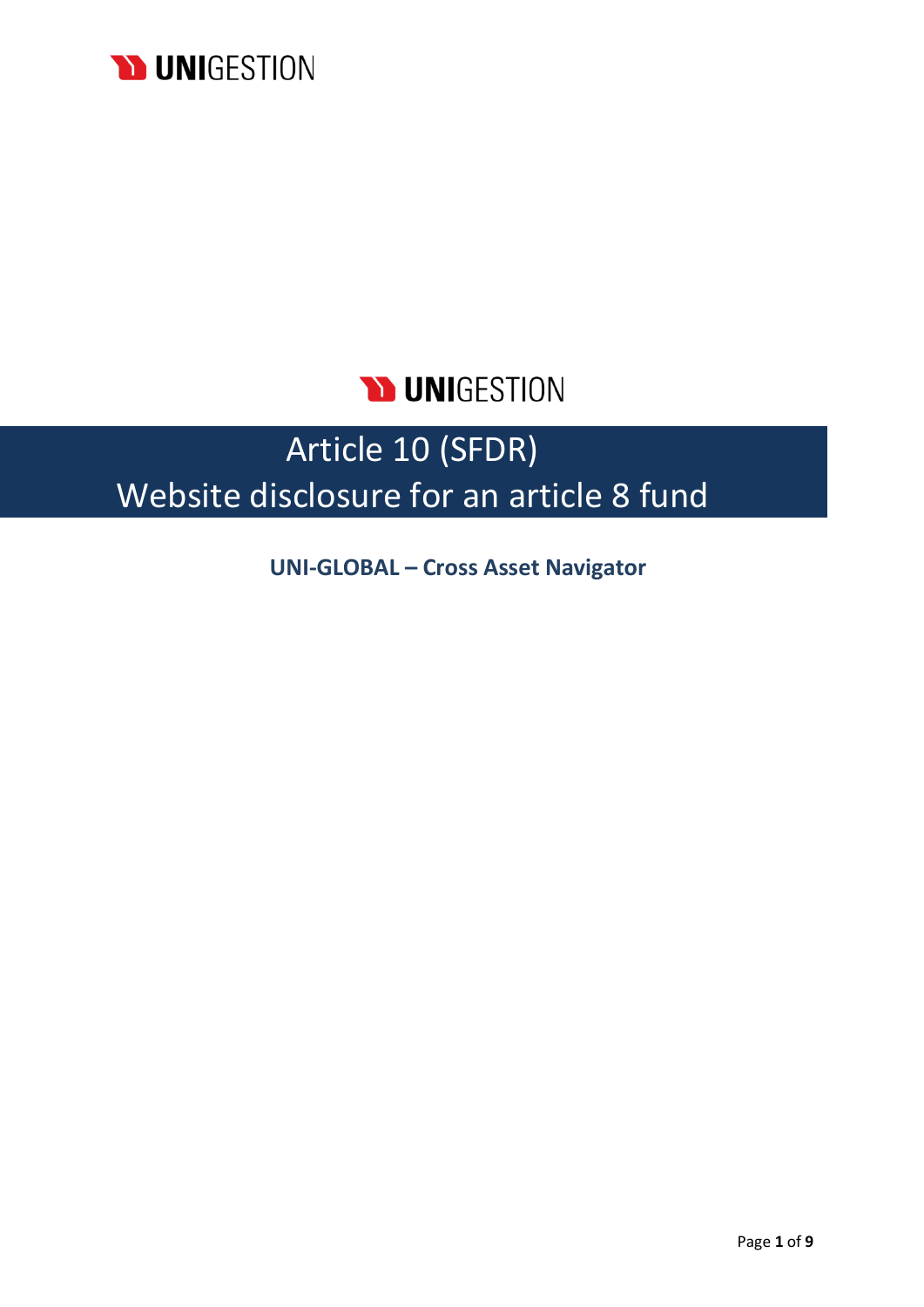UNIGESTION

# Article 10 (SFDR)
# Website disclosure for an article 8 fund

**UNI-GLOBAL – Cross Asset Navigator**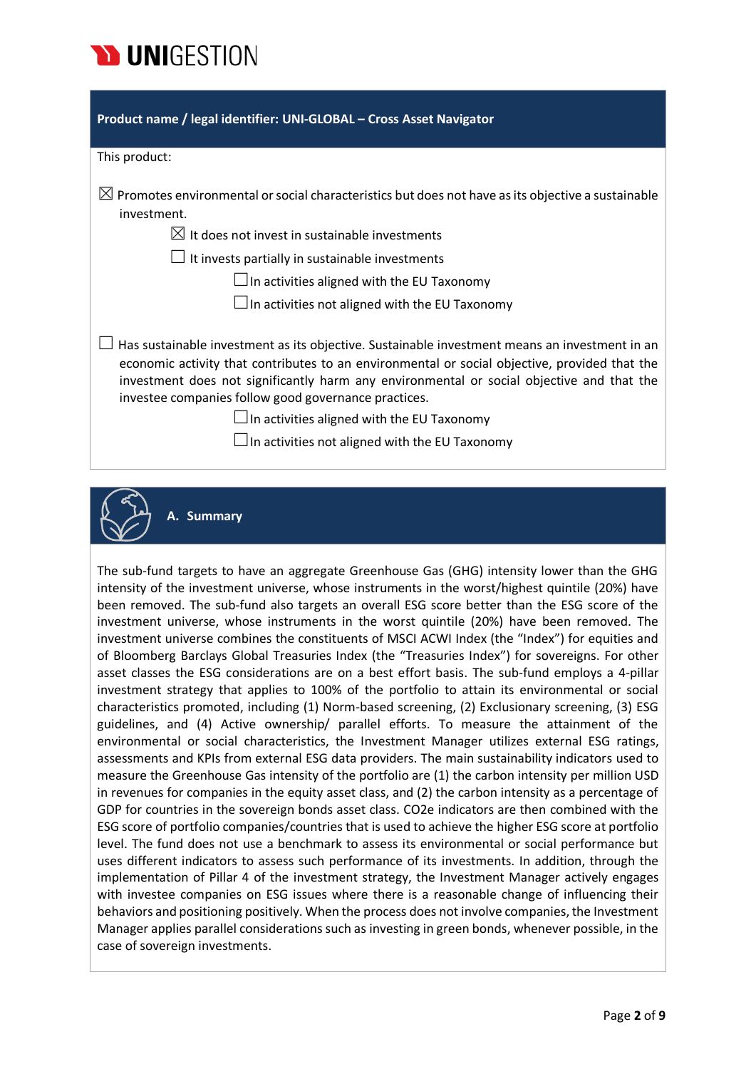**Product name / legal identifier: UNI-GLOBAL – Cross Asset Navigator**

This product:

☒ Promotes environmental or social characteristics but does not have as its objective a sustainable investment.

- ☒ It does not invest in sustainable investments
- ☐ It invests partially in sustainable investments
  - ☐ In activities aligned with the EU Taxonomy
  - ☐ In activities not aligned with the EU Taxonomy

☐ Has sustainable investment as its objective. Sustainable investment means an investment in an economic activity that contributes to an environmental or social objective, provided that the investment does not significantly harm any environmental or social objective and that the investee companies follow good governance practices.

- ☐ In activities aligned with the EU Taxonomy
- ☐ In activities not aligned with the EU Taxonomy

## A. Summary

The sub-fund targets to have an aggregate Greenhouse Gas (GHG) intensity lower than the GHG intensity of the investment universe, whose instruments in the worst/highest quintile (20%) have been removed. The sub-fund also targets an overall ESG score better than the ESG score of the investment universe, whose instruments in the worst quintile (20%) have been removed. The investment universe combines the constituents of MSCI ACWI Index (the "Index") for equities and of Bloomberg Barclays Global Treasuries Index (the "Treasuries Index") for sovereigns. For other asset classes the ESG considerations are on a best effort basis. The sub-fund employs a 4-pillar investment strategy that applies to 100% of the portfolio to attain its environmental or social characteristics promoted, including (1) Norm-based screening, (2) Exclusionary screening, (3) ESG guidelines, and (4) Active ownership/ parallel efforts. To measure the attainment of the environmental or social characteristics, the Investment Manager utilizes external ESG ratings, assessments and KPIs from external ESG data providers. The main sustainability indicators used to measure the Greenhouse Gas intensity of the portfolio are (1) the carbon intensity per million USD in revenues for companies in the equity asset class, and (2) the carbon intensity as a percentage of GDP for countries in the sovereign bonds asset class. CO2e indicators are then combined with the ESG score of portfolio companies/countries that is used to achieve the higher ESG score at portfolio level. The fund does not use a benchmark to assess its environmental or social performance but uses different indicators to assess such performance of its investments. In addition, through the implementation of Pillar 4 of the investment strategy, the Investment Manager actively engages with investee companies on ESG issues where there is a reasonable change of influencing their behaviors and positioning positively. When the process does not involve companies, the Investment Manager applies parallel considerations such as investing in green bonds, whenever possible, in the case of sovereign investments.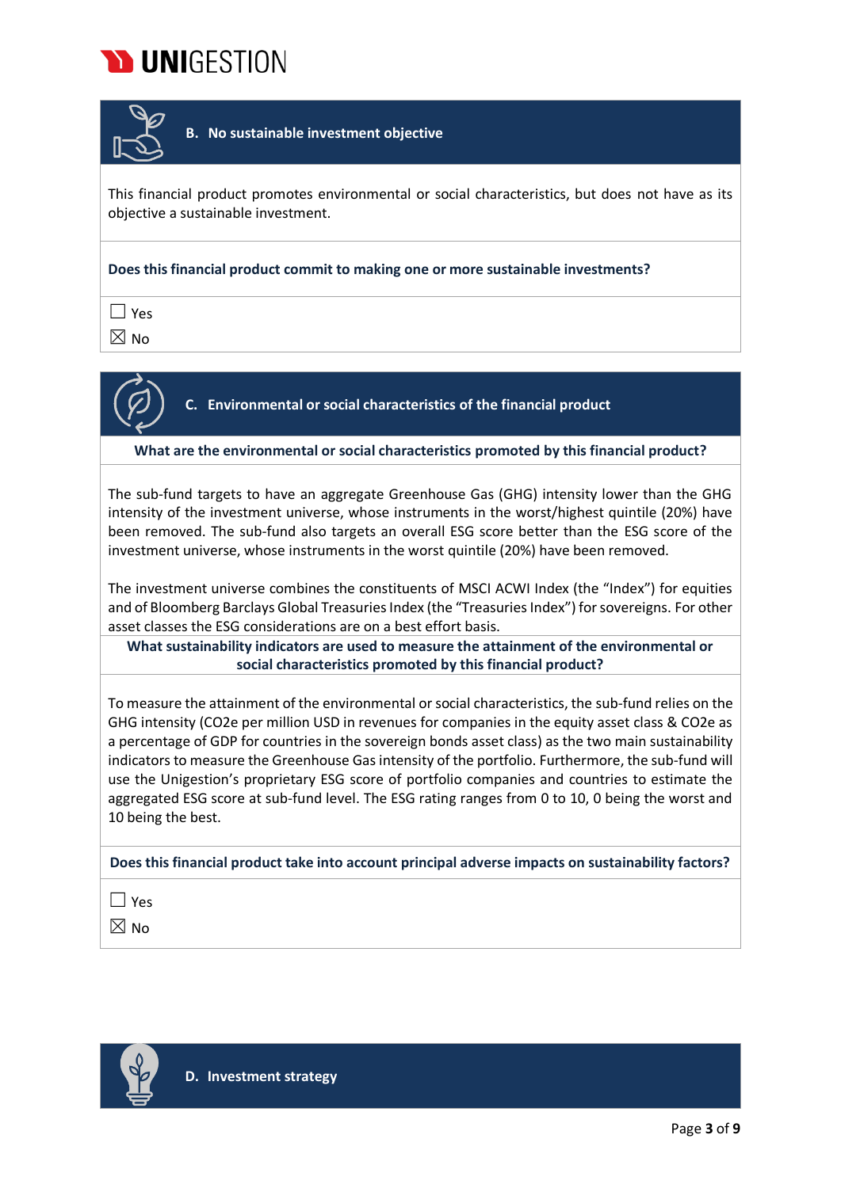## B. No sustainable investment objective

This financial product promotes environmental or social characteristics, but does not have as its objective a sustainable investment.

**Does this financial product commit to making one or more sustainable investments?**

☐ Yes

☒ No

## C. Environmental or social characteristics of the financial product

**What are the environmental or social characteristics promoted by this financial product?**

The sub-fund targets to have an aggregate Greenhouse Gas (GHG) intensity lower than the GHG intensity of the investment universe, whose instruments in the worst/highest quintile (20%) have been removed. The sub-fund also targets an overall ESG score better than the ESG score of the investment universe, whose instruments in the worst quintile (20%) have been removed.

The investment universe combines the constituents of MSCI ACWI Index (the "Index") for equities and of Bloomberg Barclays Global Treasuries Index (the "Treasuries Index") for sovereigns. For other asset classes the ESG considerations are on a best effort basis.

**What sustainability indicators are used to measure the attainment of the environmental or social characteristics promoted by this financial product?**

To measure the attainment of the environmental or social characteristics, the sub-fund relies on the GHG intensity (CO2e per million USD in revenues for companies in the equity asset class & CO2e as a percentage of GDP for countries in the sovereign bonds asset class) as the two main sustainability indicators to measure the Greenhouse Gas intensity of the portfolio. Furthermore, the sub-fund will use the Unigestion's proprietary ESG score of portfolio companies and countries to estimate the aggregated ESG score at sub-fund level. The ESG rating ranges from 0 to 10, 0 being the worst and 10 being the best.

**Does this financial product take into account principal adverse impacts on sustainability factors?**

☐ Yes

☒ No

## D. Investment strategy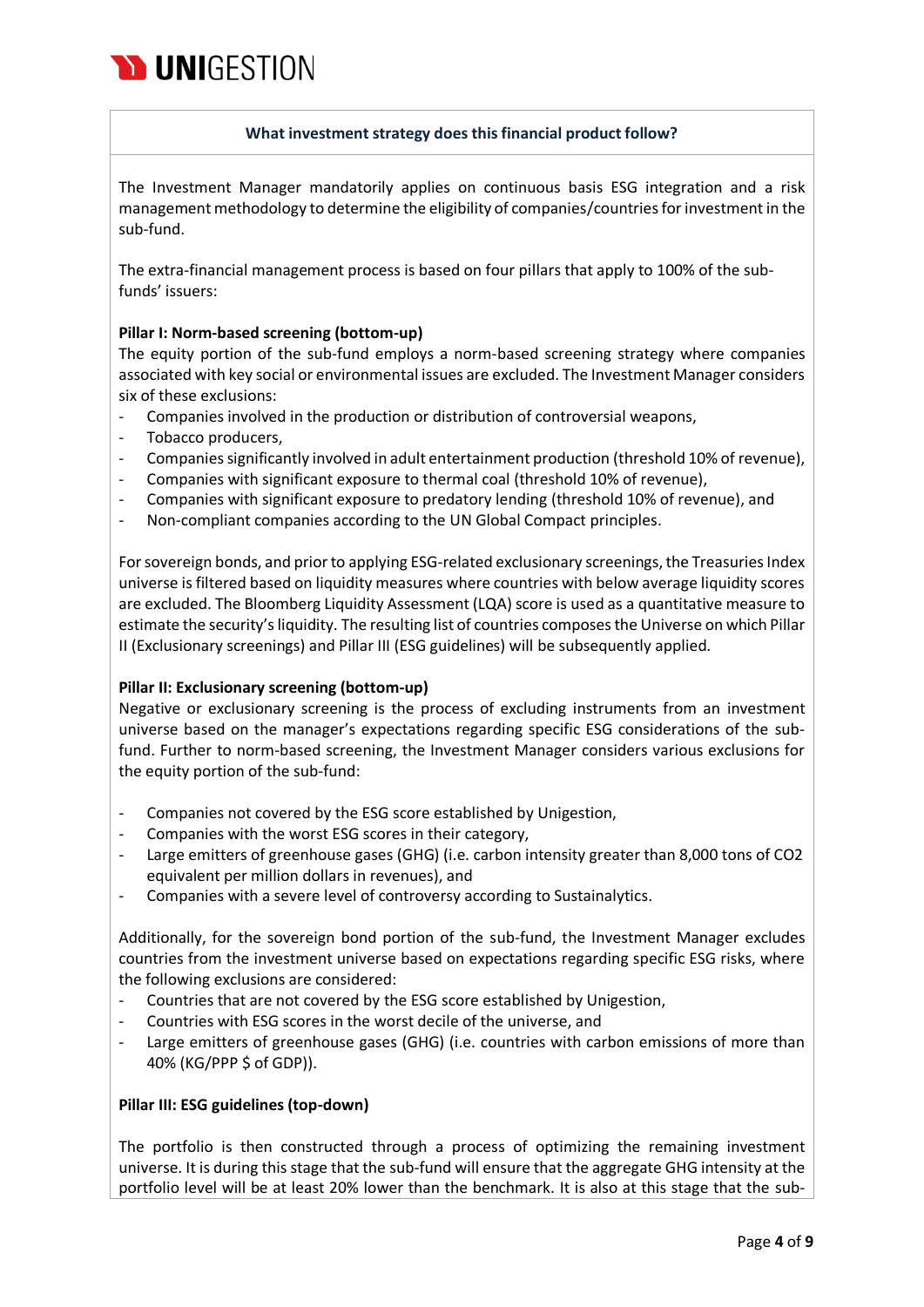**What investment strategy does this financial product follow?**

The Investment Manager mandatorily applies on continuous basis ESG integration and a risk management methodology to determine the eligibility of companies/countries for investment in the sub-fund.

The extra-financial management process is based on four pillars that apply to 100% of the sub-funds' issuers:

**Pillar I: Norm-based screening (bottom-up)**

The equity portion of the sub-fund employs a norm-based screening strategy where companies associated with key social or environmental issues are excluded. The Investment Manager considers six of these exclusions:

- Companies involved in the production or distribution of controversial weapons,
- Tobacco producers,
- Companies significantly involved in adult entertainment production (threshold 10% of revenue),
- Companies with significant exposure to thermal coal (threshold 10% of revenue),
- Companies with significant exposure to predatory lending (threshold 10% of revenue), and
- Non-compliant companies according to the UN Global Compact principles.

For sovereign bonds, and prior to applying ESG-related exclusionary screenings, the Treasuries Index universe is filtered based on liquidity measures where countries with below average liquidity scores are excluded. The Bloomberg Liquidity Assessment (LQA) score is used as a quantitative measure to estimate the security's liquidity. The resulting list of countries composes the Universe on which Pillar II (Exclusionary screenings) and Pillar III (ESG guidelines) will be subsequently applied.

**Pillar II: Exclusionary screening (bottom-up)**

Negative or exclusionary screening is the process of excluding instruments from an investment universe based on the manager's expectations regarding specific ESG considerations of the sub-fund. Further to norm-based screening, the Investment Manager considers various exclusions for the equity portion of the sub-fund:

- Companies not covered by the ESG score established by Unigestion,
- Companies with the worst ESG scores in their category,
- Large emitters of greenhouse gases (GHG) (i.e. carbon intensity greater than 8,000 tons of $CO_2$ equivalent per million dollars in revenues), and
- Companies with a severe level of controversy according to Sustainalytics.

Additionally, for the sovereign bond portion of the sub-fund, the Investment Manager excludes countries from the investment universe based on expectations regarding specific ESG risks, where the following exclusions are considered:

- Countries that are not covered by the ESG score established by Unigestion,
- Countries with ESG scores in the worst decile of the universe, and
- Large emitters of greenhouse gases (GHG) (i.e. countries with carbon emissions of more than 40% (KG/PPP $ of GDP)).

**Pillar III: ESG guidelines (top-down)**

The portfolio is then constructed through a process of optimizing the remaining investment universe. It is during this stage that the sub-fund will ensure that the aggregate GHG intensity at the portfolio level will be at least 20% lower than the benchmark. It is also at this stage that the sub-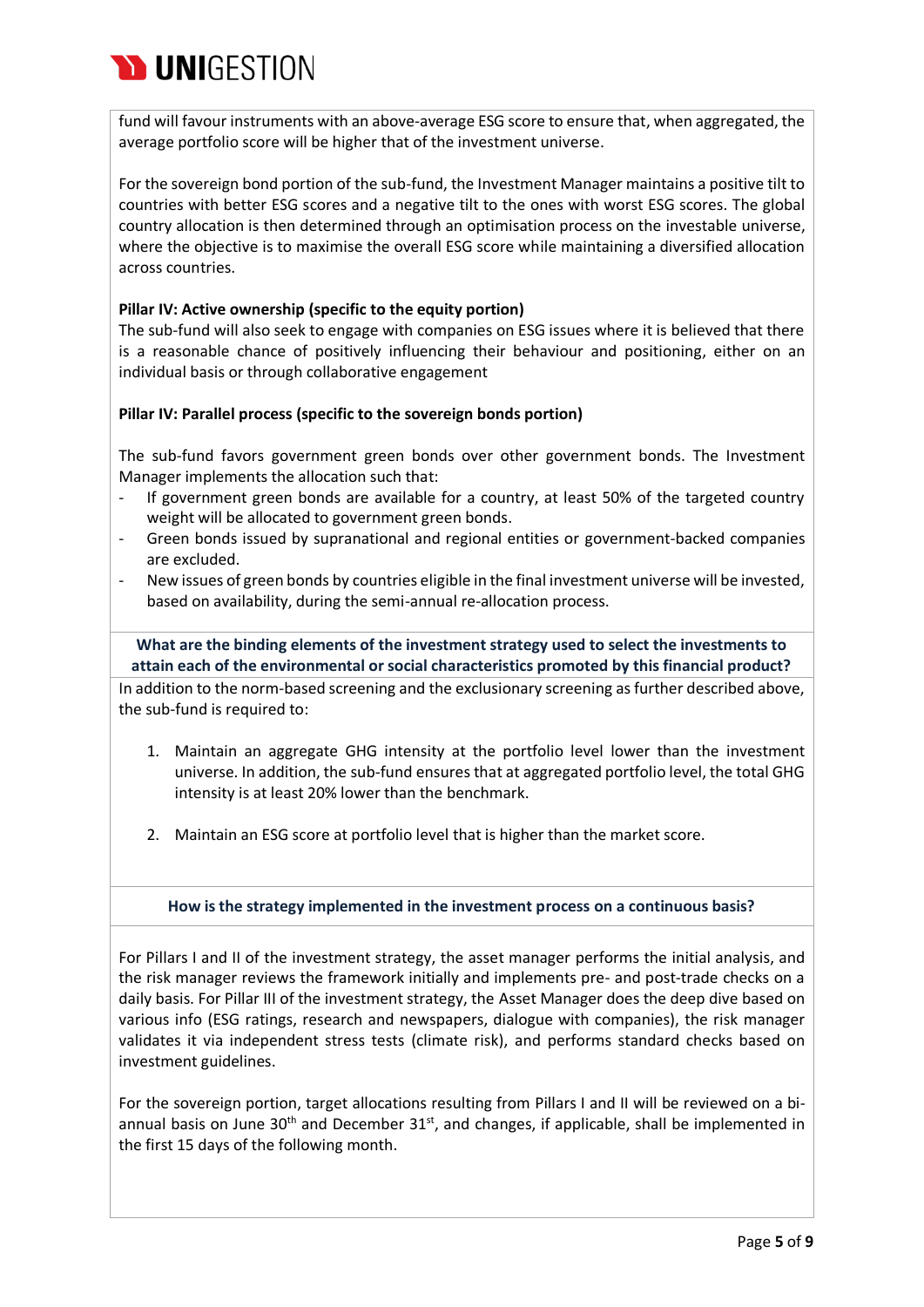fund will favour instruments with an above-average ESG score to ensure that, when aggregated, the average portfolio score will be higher that of the investment universe.

For the sovereign bond portion of the sub-fund, the Investment Manager maintains a positive tilt to countries with better ESG scores and a negative tilt to the ones with worst ESG scores. The global country allocation is then determined through an optimisation process on the investable universe, where the objective is to maximise the overall ESG score while maintaining a diversified allocation across countries.

**Pillar IV: Active ownership (specific to the equity portion)**

The sub-fund will also seek to engage with companies on ESG issues where it is believed that there is a reasonable chance of positively influencing their behaviour and positioning, either on an individual basis or through collaborative engagement

**Pillar IV: Parallel process (specific to the sovereign bonds portion)**

The sub-fund favors government green bonds over other government bonds. The Investment Manager implements the allocation such that:

- If government green bonds are available for a country, at least 50% of the targeted country weight will be allocated to government green bonds.
- Green bonds issued by supranational and regional entities or government-backed companies are excluded.
- New issues of green bonds by countries eligible in the final investment universe will be invested, based on availability, during the semi-annual re-allocation process.

**What are the binding elements of the investment strategy used to select the investments to attain each of the environmental or social characteristics promoted by this financial product?**

In addition to the norm-based screening and the exclusionary screening as further described above, the sub-fund is required to:

1. Maintain an aggregate GHG intensity at the portfolio level lower than the investment universe. In addition, the sub-fund ensures that at aggregated portfolio level, the total GHG intensity is at least 20% lower than the benchmark.

2. Maintain an ESG score at portfolio level that is higher than the market score.

**How is the strategy implemented in the investment process on a continuous basis?**

For Pillars I and II of the investment strategy, the asset manager performs the initial analysis, and the risk manager reviews the framework initially and implements pre- and post-trade checks on a daily basis. For Pillar III of the investment strategy, the Asset Manager does the deep dive based on various info (ESG ratings, research and newspapers, dialogue with companies), the risk manager validates it via independent stress tests (climate risk), and performs standard checks based on investment guidelines.

For the sovereign portion, target allocations resulting from Pillars I and II will be reviewed on a bi-annual basis on June 30th and December 31st, and changes, if applicable, shall be implemented in the first 15 days of the following month.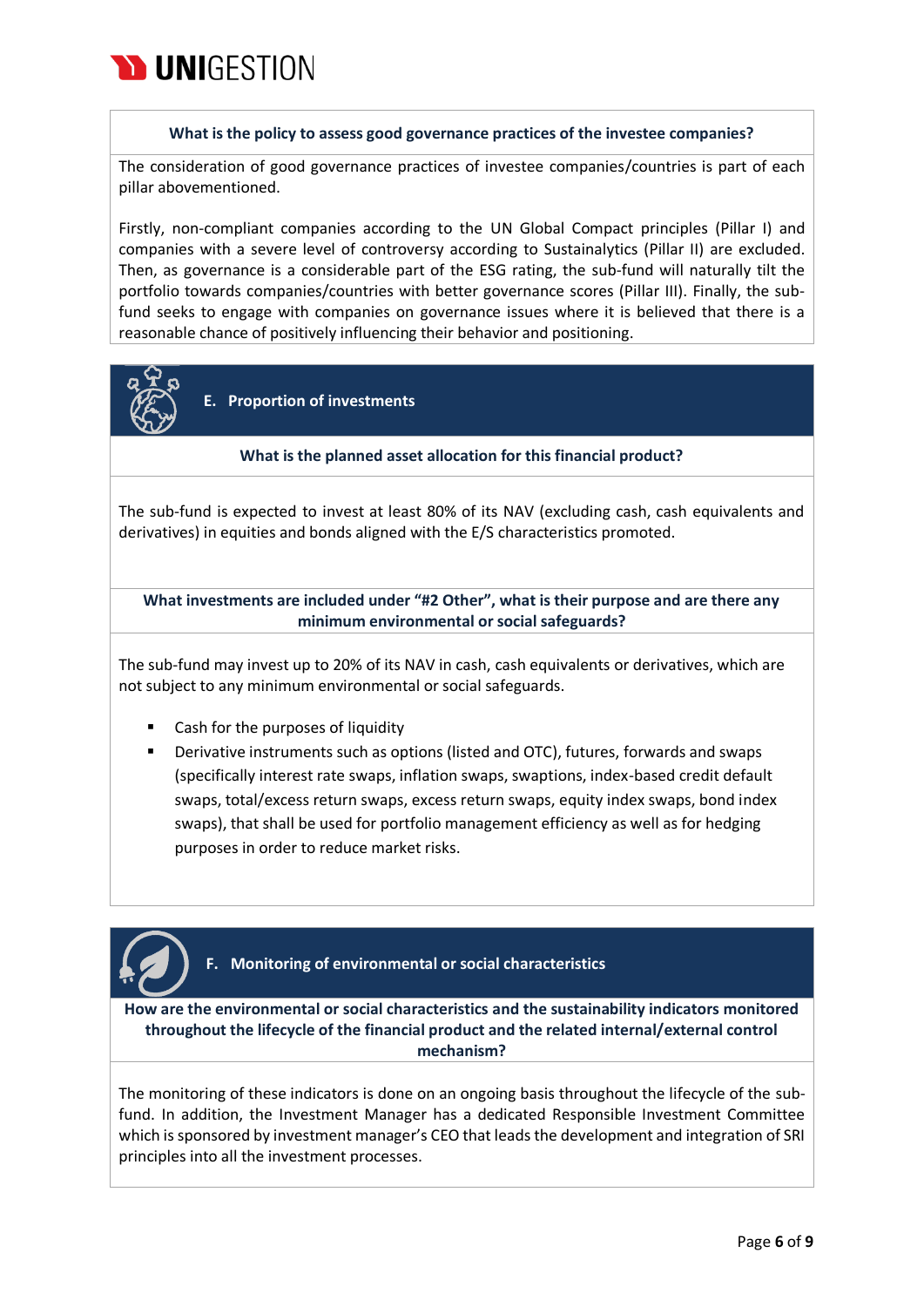**What is the policy to assess good governance practices of the investee companies?**

The consideration of good governance practices of investee companies/countries is part of each pillar abovementioned.

Firstly, non-compliant companies according to the UN Global Compact principles (Pillar I) and companies with a severe level of controversy according to Sustainalytics (Pillar II) are excluded. Then, as governance is a considerable part of the ESG rating, the sub-fund will naturally tilt the portfolio towards companies/countries with better governance scores (Pillar III). Finally, the sub-fund seeks to engage with companies on governance issues where it is believed that there is a reasonable chance of positively influencing their behavior and positioning.

## E. Proportion of investments

**What is the planned asset allocation for this financial product?**

The sub-fund is expected to invest at least 80% of its NAV (excluding cash, cash equivalents and derivatives) in equities and bonds aligned with the E/S characteristics promoted.

**What investments are included under "#2 Other", what is their purpose and are there any minimum environmental or social safeguards?**

The sub-fund may invest up to 20% of its NAV in cash, cash equivalents or derivatives, which are not subject to any minimum environmental or social safeguards.

- Cash for the purposes of liquidity
- Derivative instruments such as options (listed and OTC), futures, forwards and swaps (specifically interest rate swaps, inflation swaps, swaptions, index-based credit default swaps, total/excess return swaps, excess return swaps, equity index swaps, bond index swaps), that shall be used for portfolio management efficiency as well as for hedging purposes in order to reduce market risks.

## F. Monitoring of environmental or social characteristics

**How are the environmental or social characteristics and the sustainability indicators monitored throughout the lifecycle of the financial product and the related internal/external control mechanism?**

The monitoring of these indicators is done on an ongoing basis throughout the lifecycle of the sub-fund. In addition, the Investment Manager has a dedicated Responsible Investment Committee which is sponsored by investment manager's CEO that leads the development and integration of SRI principles into all the investment processes.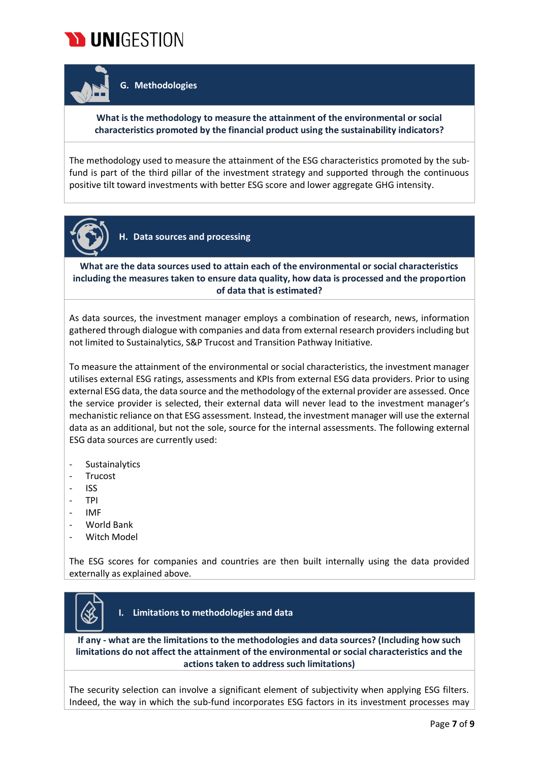## G. Methodologies

**What is the methodology to measure the attainment of the environmental or social characteristics promoted by the financial product using the sustainability indicators?**

The methodology used to measure the attainment of the ESG characteristics promoted by the sub-fund is part of the third pillar of the investment strategy and supported through the continuous positive tilt toward investments with better ESG score and lower aggregate GHG intensity.

## H. Data sources and processing

**What are the data sources used to attain each of the environmental or social characteristics including the measures taken to ensure data quality, how data is processed and the proportion of data that is estimated?**

As data sources, the investment manager employs a combination of research, news, information gathered through dialogue with companies and data from external research providers including but not limited to Sustainalytics, S&P Trucost and Transition Pathway Initiative.

To measure the attainment of the environmental or social characteristics, the investment manager utilises external ESG ratings, assessments and KPIs from external ESG data providers. Prior to using external ESG data, the data source and the methodology of the external provider are assessed. Once the service provider is selected, their external data will never lead to the investment manager's mechanistic reliance on that ESG assessment. Instead, the investment manager will use the external data as an additional, but not the sole, source for the internal assessments. The following external ESG data sources are currently used:

- Sustainalytics
- Trucost
- ISS
- TPI
- IMF
- World Bank
- Witch Model

The ESG scores for companies and countries are then built internally using the data provided externally as explained above.

## I. Limitations to methodologies and data

**If any - what are the limitations to the methodologies and data sources? (Including how such limitations do not affect the attainment of the environmental or social characteristics and the actions taken to address such limitations)**

The security selection can involve a significant element of subjectivity when applying ESG filters. Indeed, the way in which the sub-fund incorporates ESG factors in its investment processes may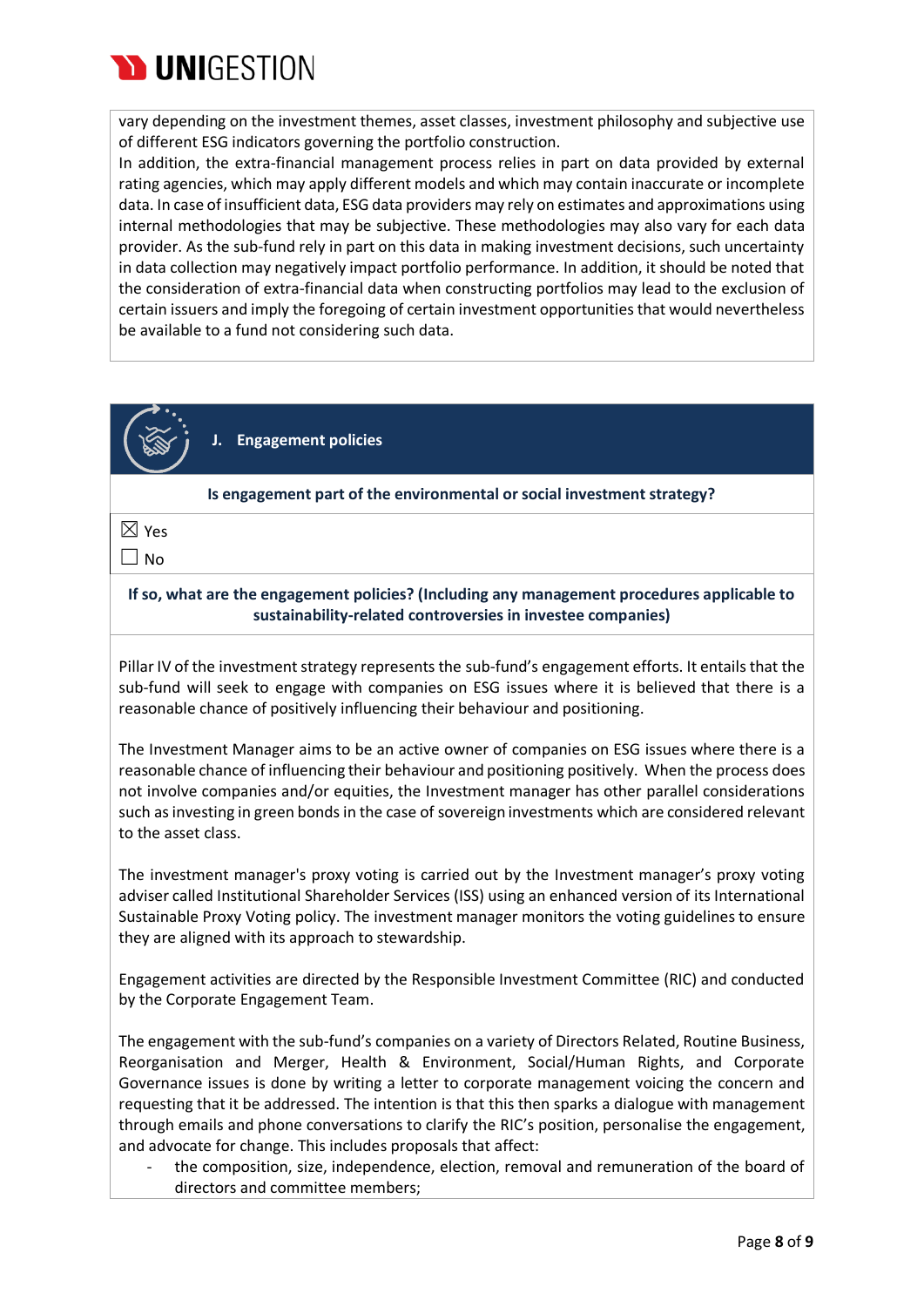vary depending on the investment themes, asset classes, investment philosophy and subjective use of different ESG indicators governing the portfolio construction.

In addition, the extra-financial management process relies in part on data provided by external rating agencies, which may apply different models and which may contain inaccurate or incomplete data. In case of insufficient data, ESG data providers may rely on estimates and approximations using internal methodologies that may be subjective. These methodologies may also vary for each data provider. As the sub-fund rely in part on this data in making investment decisions, such uncertainty in data collection may negatively impact portfolio performance. In addition, it should be noted that the consideration of extra-financial data when constructing portfolios may lead to the exclusion of certain issuers and imply the foregoing of certain investment opportunities that would nevertheless be available to a fund not considering such data.

## J. Engagement policies

**Is engagement part of the environmental or social investment strategy?**

☒ Yes

☐ No

**If so, what are the engagement policies? (Including any management procedures applicable to sustainability-related controversies in investee companies)**

Pillar IV of the investment strategy represents the sub-fund's engagement efforts. It entails that the sub-fund will seek to engage with companies on ESG issues where it is believed that there is a reasonable chance of positively influencing their behaviour and positioning.

The Investment Manager aims to be an active owner of companies on ESG issues where there is a reasonable chance of influencing their behaviour and positioning positively. When the process does not involve companies and/or equities, the Investment manager has other parallel considerations such as investing in green bonds in the case of sovereign investments which are considered relevant to the asset class.

The investment manager's proxy voting is carried out by the Investment manager's proxy voting adviser called Institutional Shareholder Services (ISS) using an enhanced version of its International Sustainable Proxy Voting policy. The investment manager monitors the voting guidelines to ensure they are aligned with its approach to stewardship.

Engagement activities are directed by the Responsible Investment Committee (RIC) and conducted by the Corporate Engagement Team.

The engagement with the sub-fund's companies on a variety of Directors Related, Routine Business, Reorganisation and Merger, Health & Environment, Social/Human Rights, and Corporate Governance issues is done by writing a letter to corporate management voicing the concern and requesting that it be addressed. The intention is that this then sparks a dialogue with management through emails and phone conversations to clarify the RIC's position, personalise the engagement, and advocate for change. This includes proposals that affect:

- the composition, size, independence, election, removal and remuneration of the board of directors and committee members;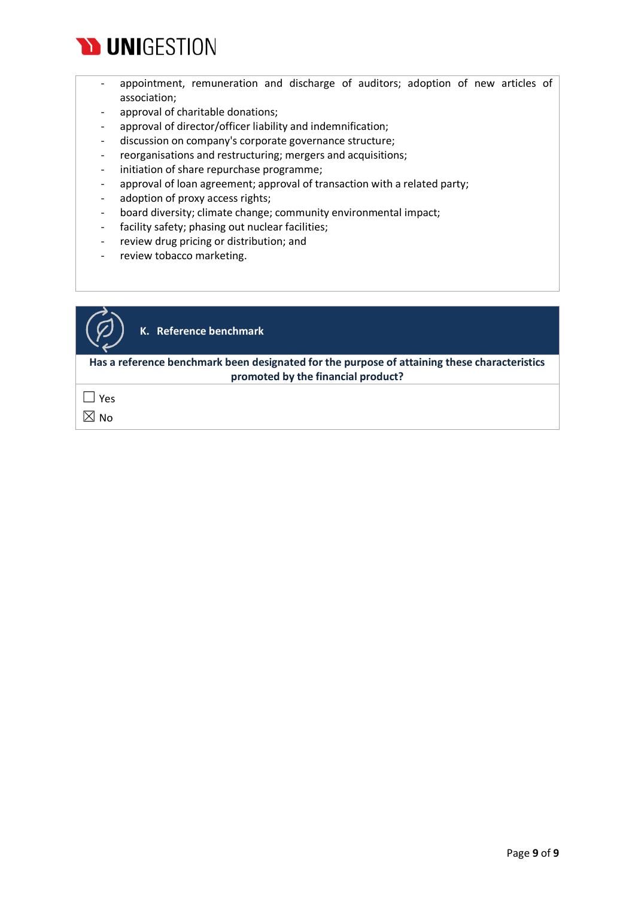- appointment, remuneration and discharge of auditors; adoption of new articles of association;
- approval of charitable donations;
- approval of director/officer liability and indemnification;
- discussion on company's corporate governance structure;
- reorganisations and restructuring; mergers and acquisitions;
- initiation of share repurchase programme;
- approval of loan agreement; approval of transaction with a related party;
- adoption of proxy access rights;
- board diversity; climate change; community environmental impact;
- facility safety; phasing out nuclear facilities;
- review drug pricing or distribution; and
- review tobacco marketing.

## K. Reference benchmark

**Has a reference benchmark been designated for the purpose of attaining these characteristics promoted by the financial product?**

☐ Yes

☒ No